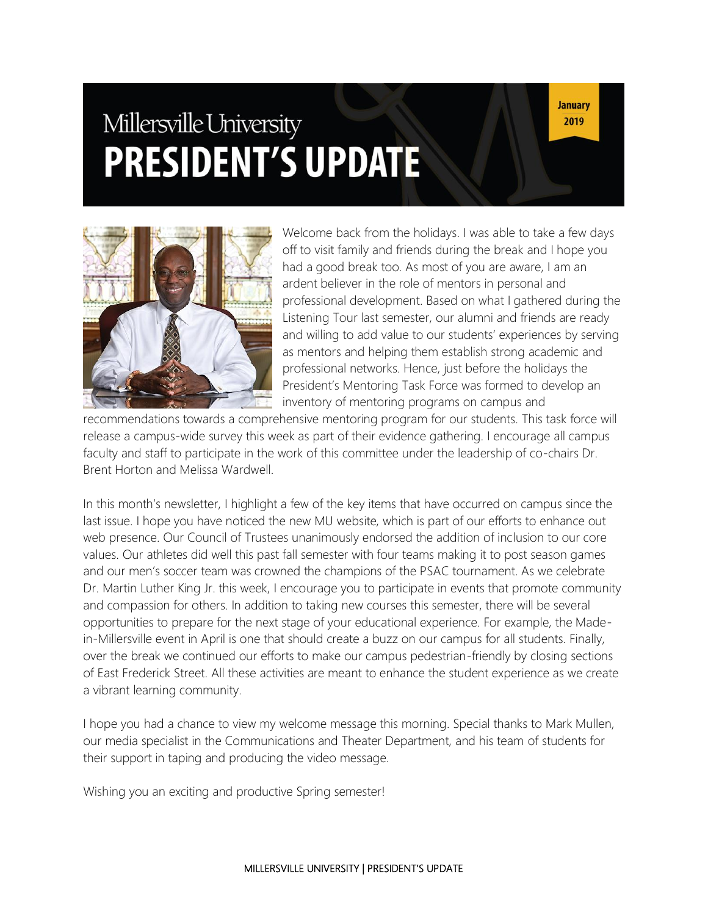# Millersville University PRESIDENT'S UPDATE

January 2019

Welcome back from the holidays. I was able to take a few days off to visit family and friends during the break and I hope you had a good break too. As most of you are aware, I am an ardent believer in the role of mentors in personal and professional development. Based on what I gathered during the Listening Tour last semester, our alumni and friends are ready and willing to add value to our students' experiences by serving as mentors and helping them establish strong academic and professional networks. Hence, just before the holidays the President's Mentoring Task Force was formed to develop an inventory of mentoring programs on campus and recommendations towards a comprehensive mentoring program for our students. This task force will release a campus-wide survey this week as part of their evidence gathering. I encourage all campus faculty and staff to participate in the work of this committee under the leadership of co-chairs Dr. Brent Horton and Melissa Wardwell.

In this month's newsletter, I highlight a few of the key items that have occurred on campus since the last issue. I hope you have noticed the new MU website, which is part of our efforts to enhance out web presence. Our Council of Trustees unanimously endorsed the addition of inclusion to our core values. Our athletes did well this past fall semester with four teams making it to post season games and our men's soccer team was crowned the champions of the PSAC tournament. As we celebrate Dr. Martin Luther King Jr. this week, I encourage you to participate in events that promote community and compassion for others. In addition to taking new courses this semester, there will be several opportunities to prepare for the next stage of your educational experience. For example, the Made-in-Millersville event in April is one that should create a buzz on our campus for all students. Finally, over the break we continued our efforts to make our campus pedestrian-friendly by closing sections of East Frederick Street. All these activities are meant to enhance the student experience as we create a vibrant learning community.

I hope you had a chance to view my welcome message this morning. Special thanks to Mark Mullen, our media specialist in the Communications and Theater Department, and his team of students for their support in taping and producing the video message.

Wishing you an exciting and productive Spring semester!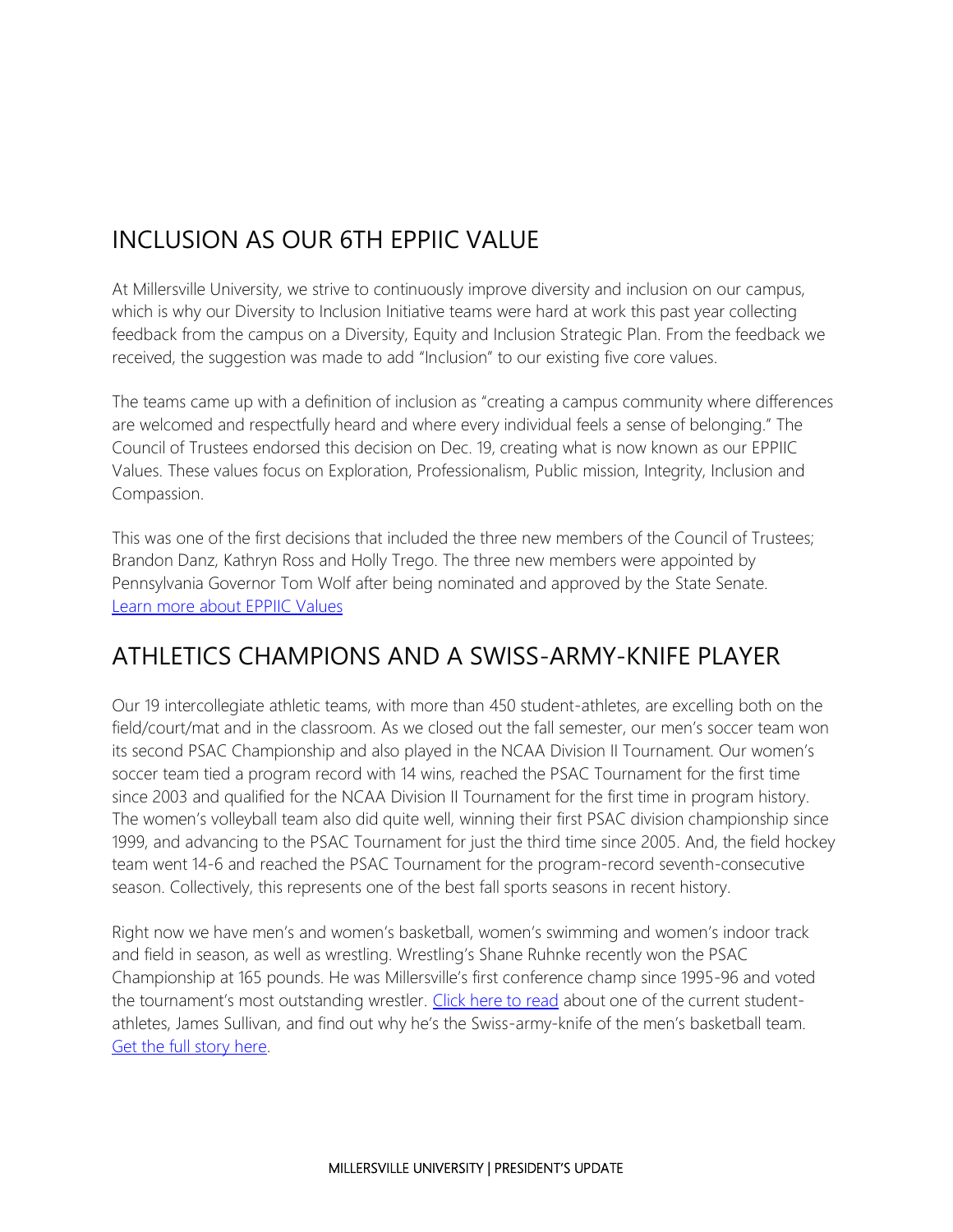## INCLUSION AS OUR 6TH EPPIIC VALUE

At Millersville University, we strive to continuously improve diversity and inclusion on our campus, which is why our Diversity to Inclusion Initiative teams were hard at work this past year collecting feedback from the campus on a Diversity, Equity and Inclusion Strategic Plan. From the feedback we received, the suggestion was made to add "Inclusion" to our existing five core values.

The teams came up with a definition of inclusion as "creating a campus community where differences are welcomed and respectfully heard and where every individual feels a sense of belonging." The Council of Trustees endorsed this decision on Dec. 19, creating what is now known as our EPPIIC Values. These values focus on Exploration, Professionalism, Public mission, Integrity, Inclusion and Compassion.

This was one of the first decisions that included the three new members of the Council of Trustees; Brandon Danz, Kathryn Ross and Holly Trego. The three new members were appointed by Pennsylvania Governor Tom Wolf after being nominated and approved by the State Senate. Learn more about EPPIIC Values

## ATHLETICS CHAMPIONS AND A SWISS-ARMY-KNIFE PLAYER

Our 19 intercollegiate athletic teams, with more than 450 student-athletes, are excelling both on the field/court/mat and in the classroom. As we closed out the fall semester, our men's soccer team won its second PSAC Championship and also played in the NCAA Division II Tournament. Our women's soccer team tied a program record with 14 wins, reached the PSAC Tournament for the first time since 2003 and qualified for the NCAA Division II Tournament for the first time in program history. The women's volleyball team also did quite well, winning their first PSAC division championship since 1999, and advancing to the PSAC Tournament for just the third time since 2005. And, the field hockey team went 14-6 and reached the PSAC Tournament for the program-record seventh-consecutive season. Collectively, this represents one of the best fall sports seasons in recent history.

Right now we have men's and women's basketball, women's swimming and women's indoor track and field in season, as well as wrestling. Wrestling's Shane Ruhnke recently won the PSAC Championship at 165 pounds. He was Millersville's first conference champ since 1995-96 and voted the tournament's most outstanding wrestler. Click here to read about one of the current student-athletes, James Sullivan, and find out why he's the Swiss-army-knife of the men's basketball team. Get the full story here.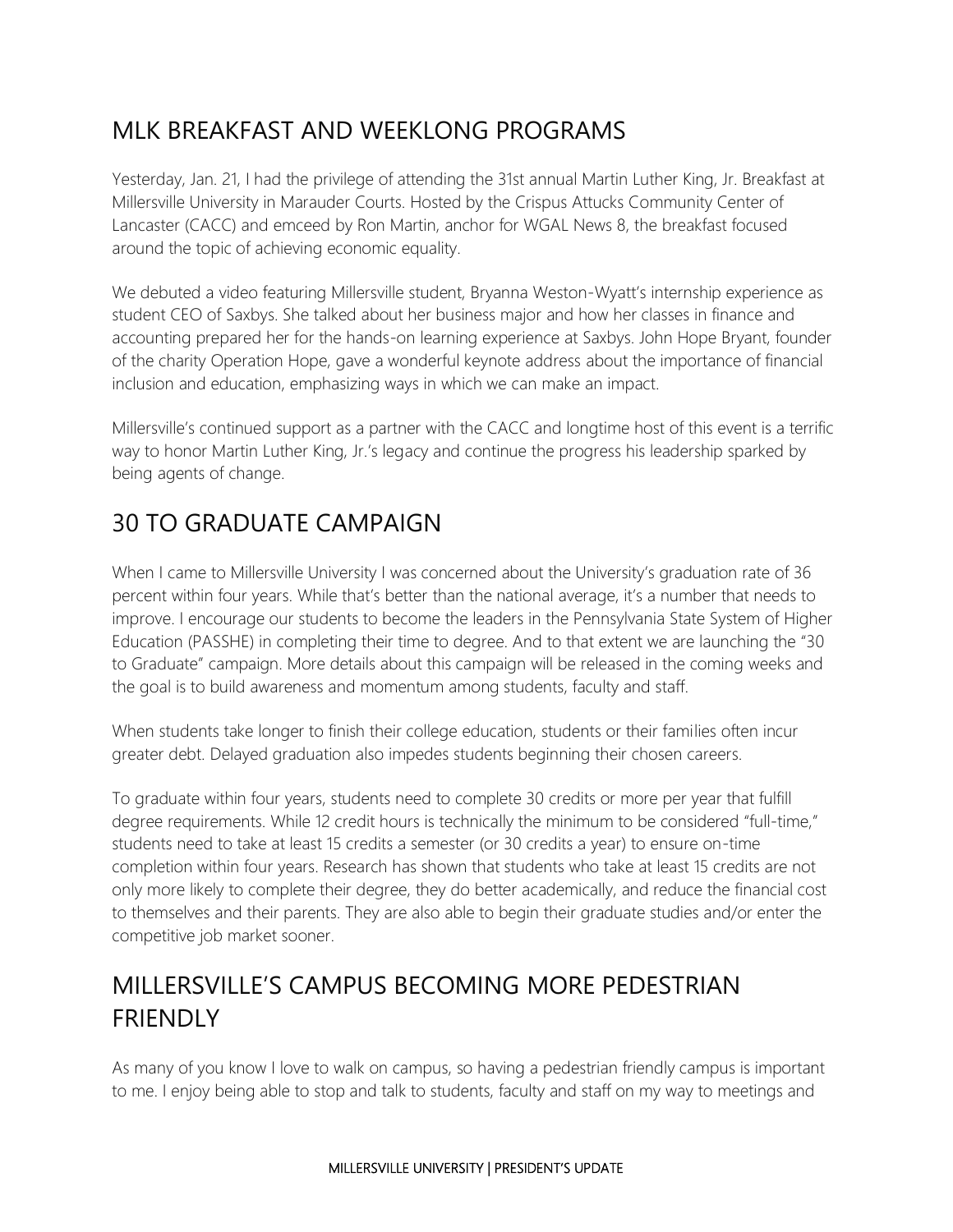## MLK BREAKFAST AND WEEKLONG PROGRAMS

Yesterday, Jan. 21, I had the privilege of attending the 31st annual Martin Luther King, Jr. Breakfast at Millersville University in Marauder Courts. Hosted by the Crispus Attucks Community Center of Lancaster (CACC) and emceed by Ron Martin, anchor for WGAL News 8, the breakfast focused around the topic of achieving economic equality.

We debuted a video featuring Millersville student, Bryanna Weston-Wyatt's internship experience as student CEO of Saxbys. She talked about her business major and how her classes in finance and accounting prepared her for the hands-on learning experience at Saxbys. John Hope Bryant, founder of the charity Operation Hope, gave a wonderful keynote address about the importance of financial inclusion and education, emphasizing ways in which we can make an impact.

Millersville's continued support as a partner with the CACC and longtime host of this event is a terrific way to honor Martin Luther King, Jr.'s legacy and continue the progress his leadership sparked by being agents of change.

## 30 TO GRADUATE CAMPAIGN

When I came to Millersville University I was concerned about the University's graduation rate of 36 percent within four years. While that's better than the national average, it's a number that needs to improve. I encourage our students to become the leaders in the Pennsylvania State System of Higher Education (PASSHE) in completing their time to degree. And to that extent we are launching the "30 to Graduate" campaign. More details about this campaign will be released in the coming weeks and the goal is to build awareness and momentum among students, faculty and staff.

When students take longer to finish their college education, students or their families often incur greater debt. Delayed graduation also impedes students beginning their chosen careers.

To graduate within four years, students need to complete 30 credits or more per year that fulfill degree requirements. While 12 credit hours is technically the minimum to be considered "full-time," students need to take at least 15 credits a semester (or 30 credits a year) to ensure on-time completion within four years. Research has shown that students who take at least 15 credits are not only more likely to complete their degree, they do better academically, and reduce the financial cost to themselves and their parents. They are also able to begin their graduate studies and/or enter the competitive job market sooner.

## MILLERSVILLE'S CAMPUS BECOMING MORE PEDESTRIAN FRIENDLY

As many of you know I love to walk on campus, so having a pedestrian friendly campus is important to me. I enjoy being able to stop and talk to students, faculty and staff on my way to meetings and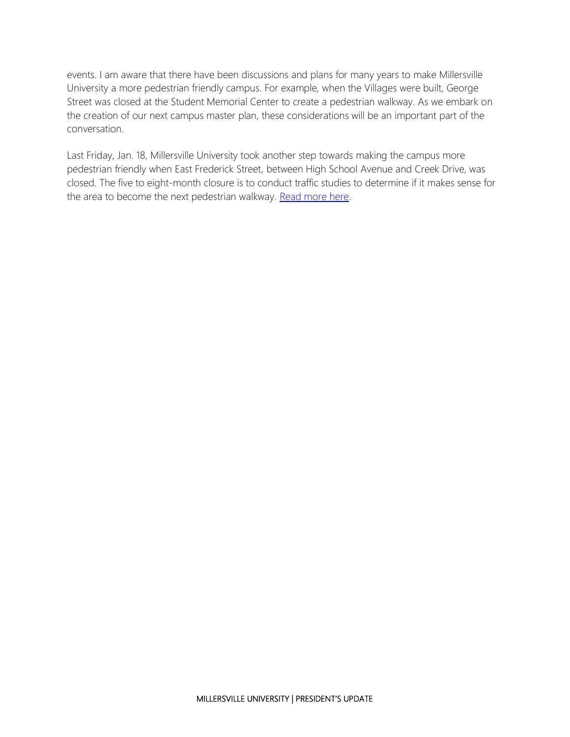events. I am aware that there have been discussions and plans for many years to make Millersville University a more pedestrian friendly campus. For example, when the Villages were built, George Street was closed at the Student Memorial Center to create a pedestrian walkway. As we embark on the creation of our next campus master plan, these considerations will be an important part of the conversation.

Last Friday, Jan. 18, Millersville University took another step towards making the campus more pedestrian friendly when East Frederick Street, between High School Avenue and Creek Drive, was closed. The five to eight-month closure is to conduct traffic studies to determine if it makes sense for the area to become the next pedestrian walkway. Read more here.